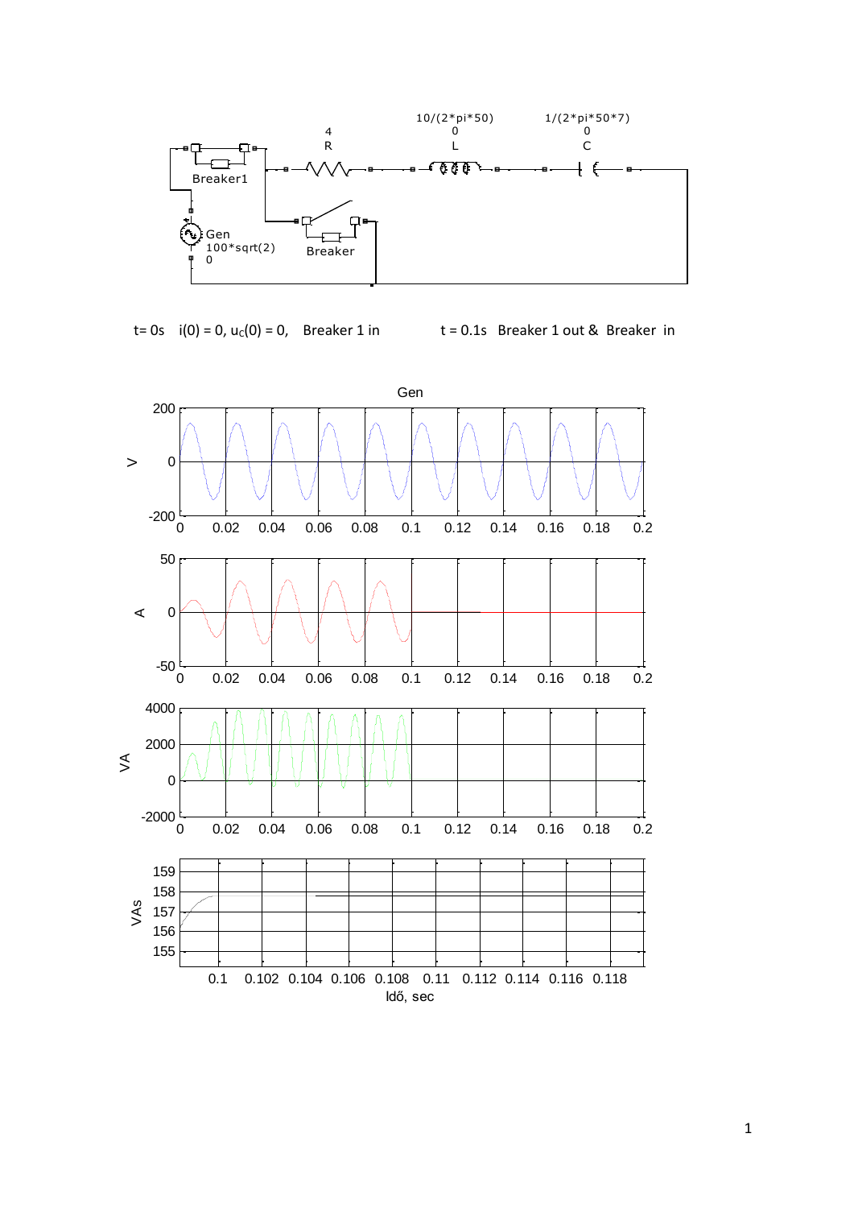t= 0s  i(0) = 0, $u_C(0)$ = 0,  Breaker 1 in      t = 0.1s  Breaker 1 out & Breaker in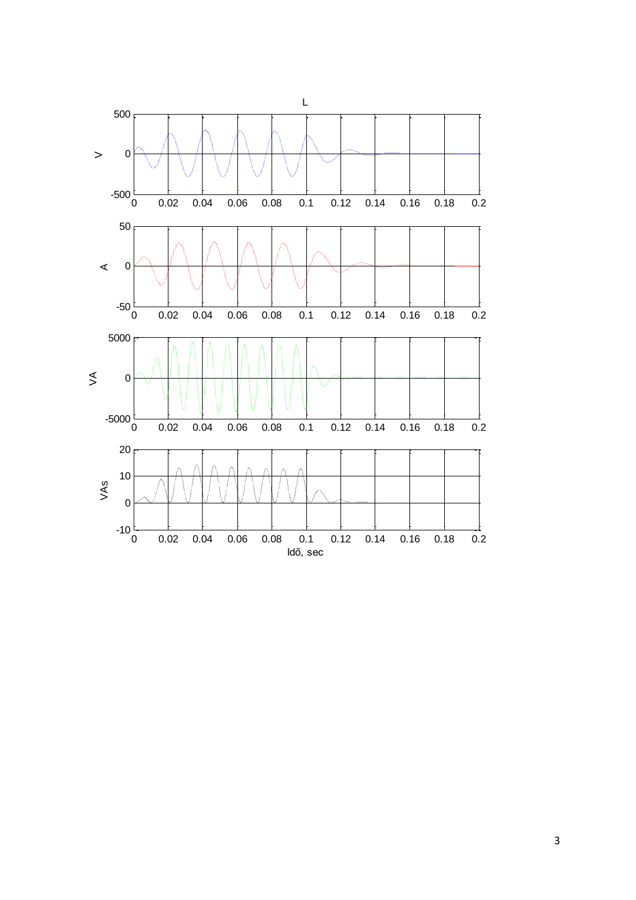L

V

A

VA

VAs

Idő, sec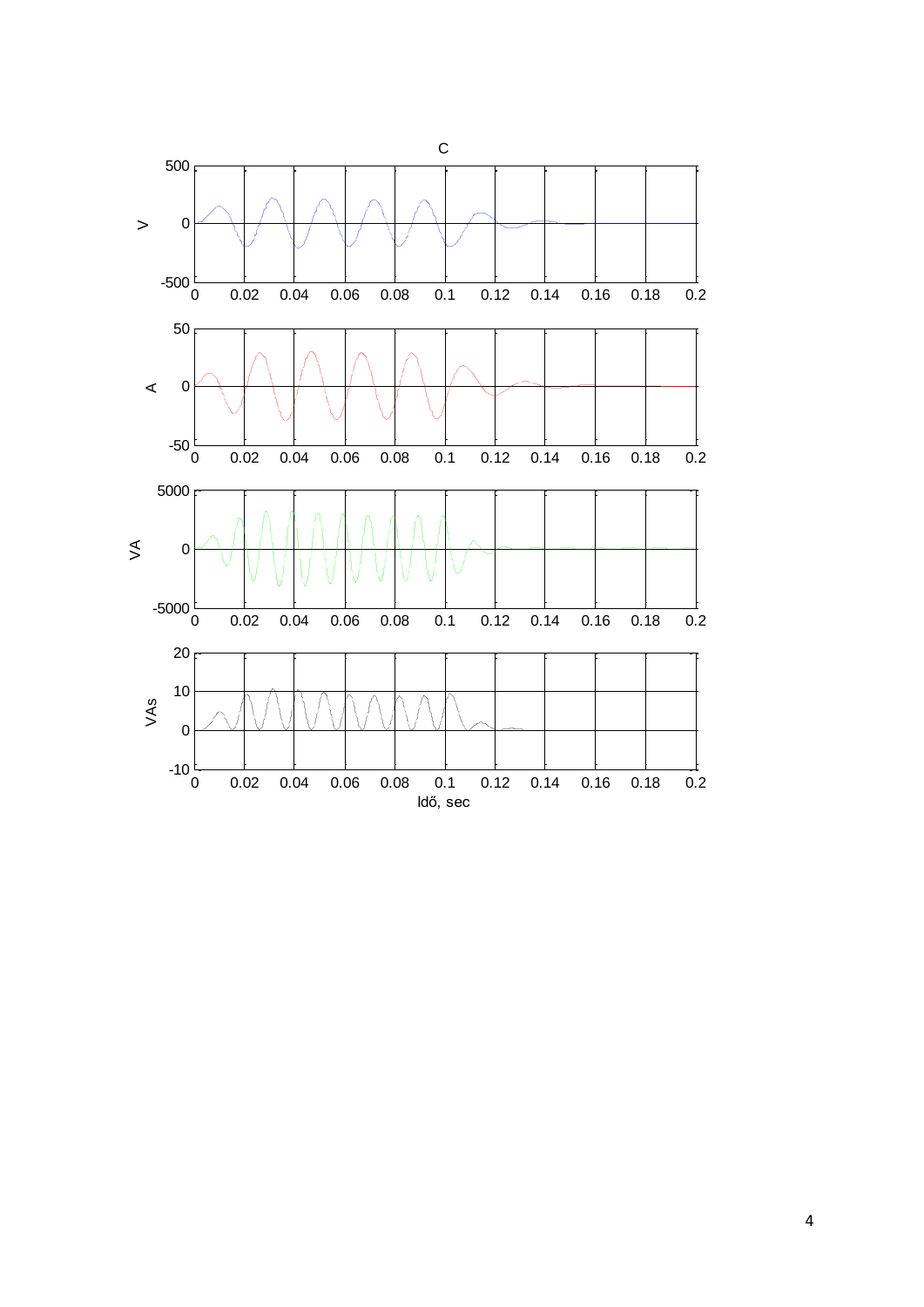C

V

A

VA

VAs

Idő, sec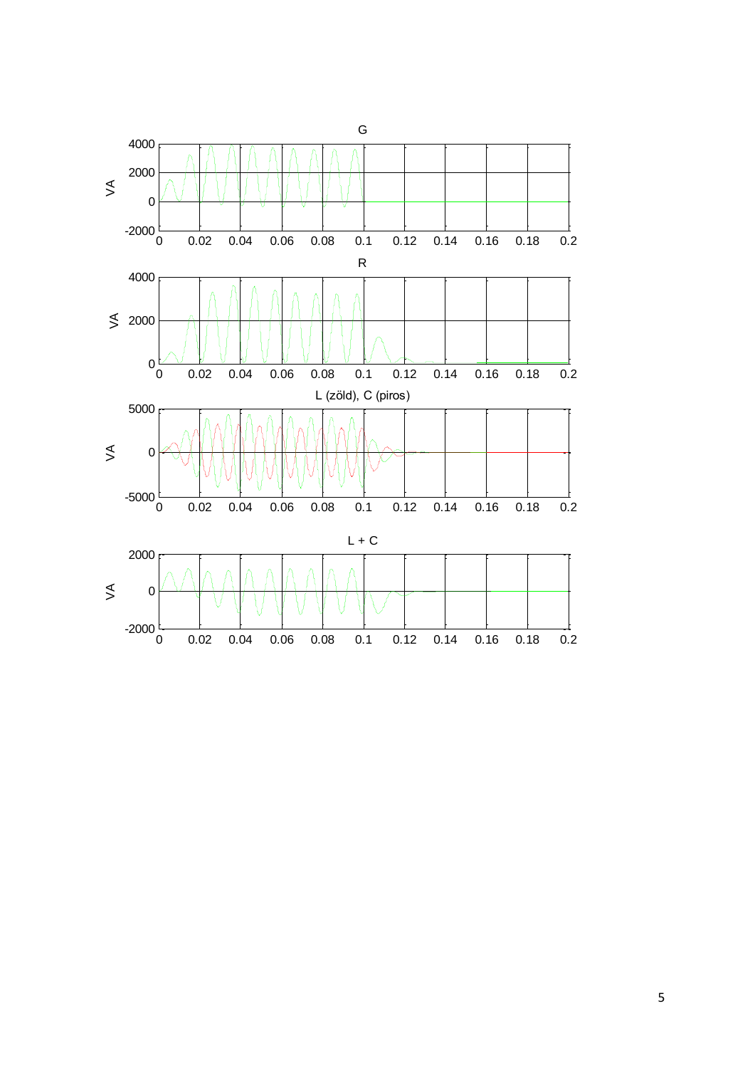G

R

L (zöld), C (piros)

L + C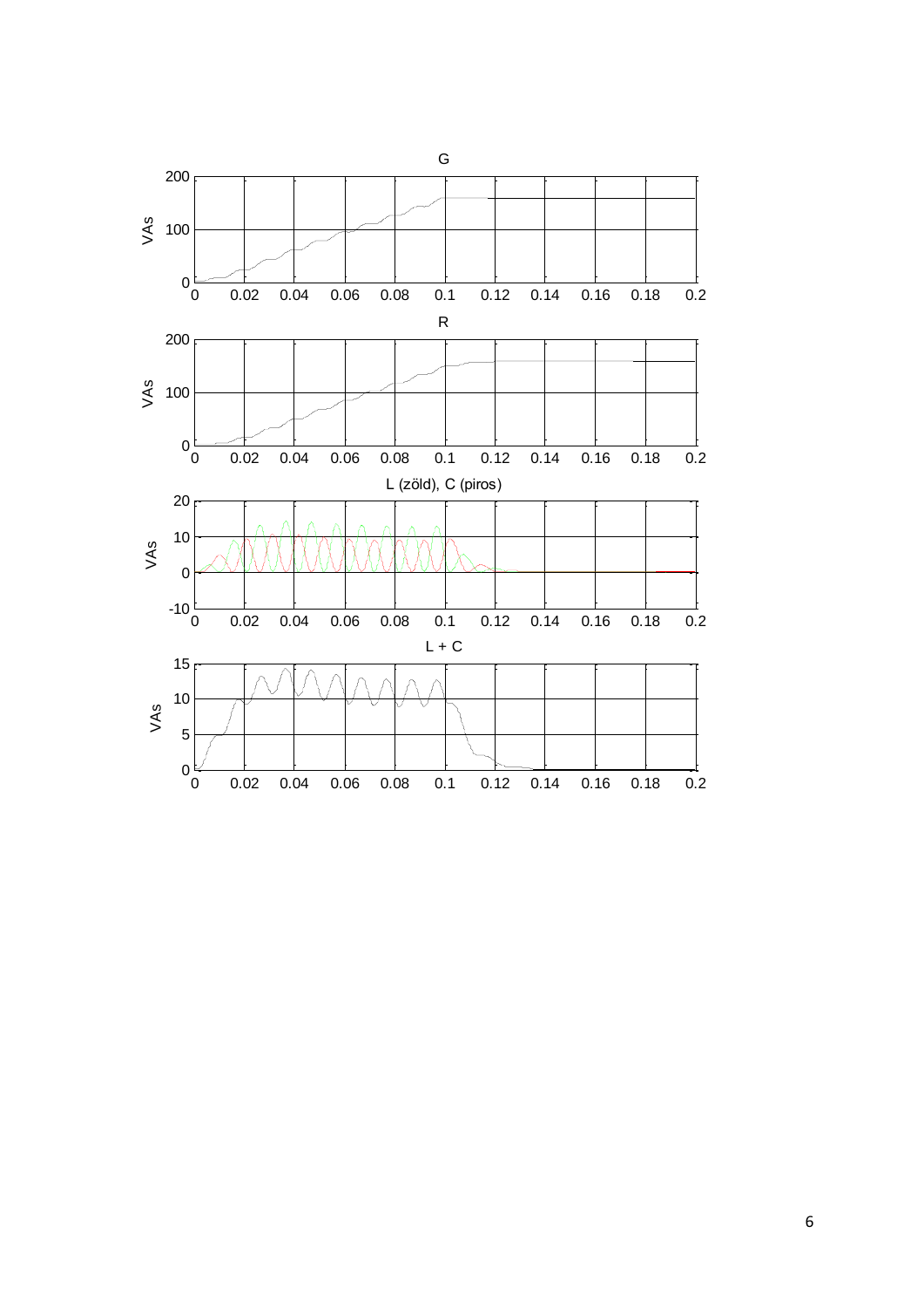G

VAs

200
100
0

0 0.02 0.04 0.06 0.08 0.1 0.12 0.14 0.16 0.18 0.2

R

VAs

200
100
0

0 0.02 0.04 0.06 0.08 0.1 0.12 0.14 0.16 0.18 0.2

L (zöld), C (piros)

VAs

20
10
0
-10

0 0.02 0.04 0.06 0.08 0.1 0.12 0.14 0.16 0.18 0.2

L + C

VAs

15
10
5
0

0 0.02 0.04 0.06 0.08 0.1 0.12 0.14 0.16 0.18 0.2